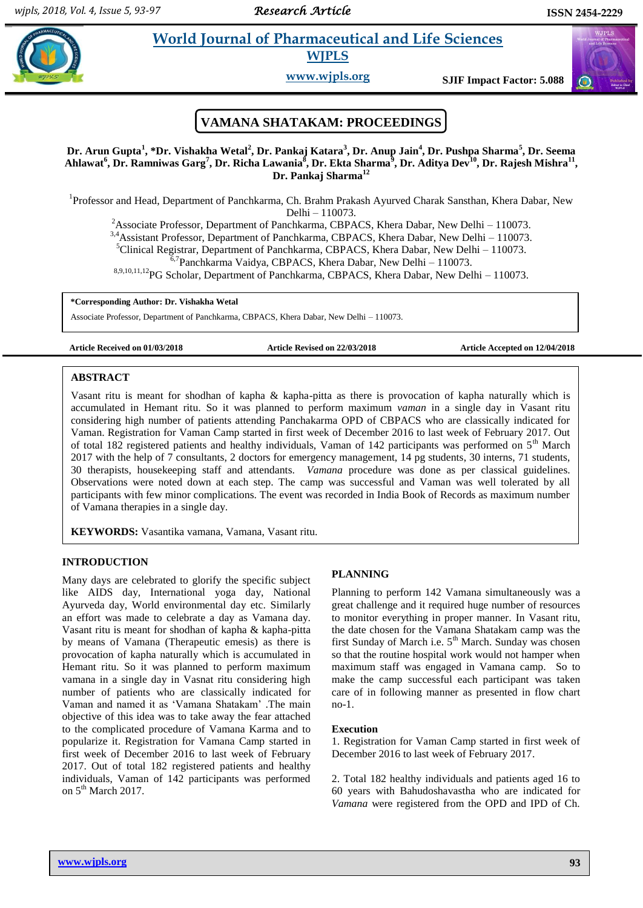# World Journal of Pharmaceutical and Life Sciences

**WJPLS**

**www.wjpls.org**

**SJIF Impact Factor: 5.088**

## VAMANA SHATAKAM: PROCEEDINGS

**Dr. Arun Gupta[1], *Dr. Vishakha Wetal[2], Dr. Pankaj Katara[3], Dr. Anup Jain[4], Dr. Pushpa Sharma[5], Dr. Seema Ahlawat[6], Dr. Ramniwas Garg[7], Dr. Richa Lawania[8], Dr. Ekta Sharma[9], Dr. Aditya Dev[10], Dr. Rajesh Mishra[11], Dr. Pankaj Sharma[12]**

[1]Professor and Head, Department of Panchkarma, Ch. Brahm Prakash Ayurved Charak Sansthan, Khera Dabar, New Delhi – 110073.

[2]Associate Professor, Department of Panchkarma, CBPACS, Khera Dabar, New Delhi – 110073.

[3,4]Assistant Professor, Department of Panchkarma, CBPACS, Khera Dabar, New Delhi – 110073.

[5]Clinical Registrar, Department of Panchkarma, CBPACS, Khera Dabar, New Delhi – 110073.

[6,7]Panchkarma Vaidya, CBPACS, Khera Dabar, New Delhi – 110073.

[8,9,10,11,12]PG Scholar, Department of Panchkarma, CBPACS, Khera Dabar, New Delhi – 110073.

**\*Corresponding Author: Dr. Vishakha Wetal**

Associate Professor, Department of Panchkarma, CBPACS, Khera Dabar, New Delhi – 110073.

**Article Received on 01/03/2018** **Article Revised on 22/03/2018** **Article Accepted on 12/04/2018**

### ABSTRACT

Vasant ritu is meant for shodhan of kapha & kapha-pitta as there is provocation of kapha naturally which is accumulated in Hemant ritu. So it was planned to perform maximum *vaman* in a single day in Vasant ritu considering high number of patients attending Panchakarma OPD of CBPACS who are classically indicated for Vaman. Registration for Vaman Camp started in first week of December 2016 to last week of February 2017. Out of total 182 registered patients and healthy individuals, Vaman of 142 participants was performed on 5th March 2017 with the help of 7 consultants, 2 doctors for emergency management, 14 pg students, 30 interns, 71 students, 30 therapists, housekeeping staff and attendants. *Vamana* procedure was done as per classical guidelines. Observations were noted down at each step. The camp was successful and Vaman was well tolerated by all participants with few minor complications. The event was recorded in India Book of Records as maximum number of Vamana therapies in a single day.

**KEYWORDS:** Vasantika vamana, Vamana, Vasant ritu.

### INTRODUCTION

Many days are celebrated to glorify the specific subject like AIDS day, International yoga day, National Ayurveda day, World environmental day etc. Similarly an effort was made to celebrate a day as Vamana day. Vasant ritu is meant for shodhan of kapha & kapha-pitta by means of Vamana (Therapeutic emesis) as there is provocation of kapha naturally which is accumulated in Hemant ritu. So it was planned to perform maximum vamana in a single day in Vasnat ritu considering high number of patients who are classically indicated for Vaman and named it as 'Vamana Shatakam' .The main objective of this idea was to take away the fear attached to the complicated procedure of Vamana Karma and to popularize it. Registration for Vamana Camp started in first week of December 2016 to last week of February 2017. Out of total 182 registered patients and healthy individuals, Vaman of 142 participants was performed on 5th March 2017.

### PLANNING

Planning to perform 142 Vamana simultaneously was a great challenge and it required huge number of resources to monitor everything in proper manner. In Vasant ritu, the date chosen for the Vamana Shatakam camp was the first Sunday of March i.e. 5th March. Sunday was chosen so that the routine hospital work would not hamper when maximum staff was engaged in Vamana camp. So to make the camp successful each participant was taken care of in following manner as presented in flow chart no-1.

#### Execution

1. Registration for Vaman Camp started in first week of December 2016 to last week of February 2017.

2. Total 182 healthy individuals and patients aged 16 to 60 years with Bahudoshavastha who are indicated for *Vamana* were registered from the OPD and IPD of Ch.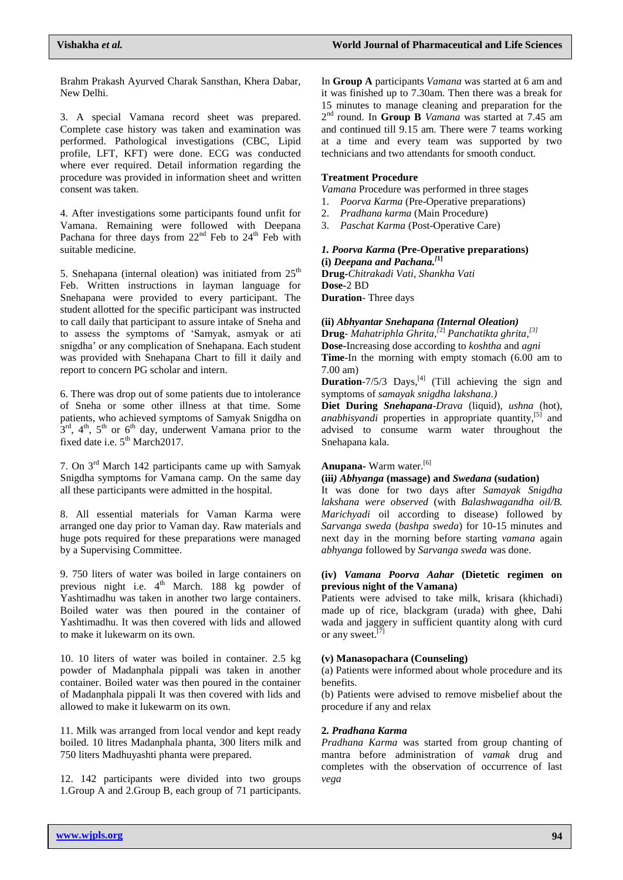Brahm Prakash Ayurved Charak Sansthan, Khera Dabar, New Delhi.

3. A special Vamana record sheet was prepared. Complete case history was taken and examination was performed. Pathological investigations (CBC, Lipid profile, LFT, KFT) were done. ECG was conducted where ever required. Detail information regarding the procedure was provided in information sheet and written consent was taken.

4. After investigations some participants found unfit for Vamana. Remaining were followed with Deepana Pachana for three days from 22nd Feb to 24th Feb with suitable medicine.

5. Snehapana (internal oleation) was initiated from 25th Feb. Written instructions in layman language for Snehapana were provided to every participant. The student allotted for the specific participant was instructed to call daily that participant to assure intake of Sneha and to assess the symptoms of 'Samyak, asmyak or ati snigdha' or any complication of Snehapana. Each student was provided with Snehapana Chart to fill it daily and report to concern PG scholar and intern.

6. There was drop out of some patients due to intolerance of Sneha or some other illness at that time. Some patients, who achieved symptoms of Samyak Snigdha on 3rd, 4th, 5th or 6th day, underwent Vamana prior to the fixed date i.e. 5th March2017.

7. On 3rd March 142 participants came up with Samyak Snigdha symptoms for Vamana camp. On the same day all these participants were admitted in the hospital.

8. All essential materials for Vaman Karma were arranged one day prior to Vaman day. Raw materials and huge pots required for these preparations were managed by a Supervising Committee.

9. 750 liters of water was boiled in large containers on previous night i.e. 4th March. 188 kg powder of Yashtimadhu was taken in another two large containers. Boiled water was then poured in the container of Yashtimadhu. It was then covered with lids and allowed to make it lukewarm on its own.

10. 10 liters of water was boiled in container. 2.5 kg powder of Madanphala pippali was taken in another container. Boiled water was then poured in the container of Madanphala pippali It was then covered with lids and allowed to make it lukewarm on its own.

11. Milk was arranged from local vendor and kept ready boiled. 10 litres Madanphala phanta, 300 liters milk and 750 liters Madhuyashti phanta were prepared.

12. 142 participants were divided into two groups 1.Group A and 2.Group B, each group of 71 participants.

In **Group A** participants *Vamana* was started at 6 am and it was finished up to 7.30am. Then there was a break for 15 minutes to manage cleaning and preparation for the 2nd round. In **Group B** *Vamana* was started at 7.45 am and continued till 9.15 am. There were 7 teams working at a time and every team was supported by two technicians and two attendants for smooth conduct.

**Treatment Procedure**

*Vamana* Procedure was performed in three stages

1. *Poorva Karma* (Pre-Operative preparations)
2. *Pradhana karma* (Main Procedure)
3. *Paschat Karma* (Post-Operative Care)

***1. Poorva Karma* (Pre-Operative preparations)**

**(i) *Deepana and Pachana.*[1]**

**Drug**-*Chitrakadi Vati, Shankha Vati*

**Dose**-2 BD

**Duration**- Three days

**(ii) *Abhyantar Snehapana (Internal Oleation)***

**Drug**- *Mahatriphla Ghrita,*[2] *Panchatikta ghrita,*[3]

**Dose**-Increasing dose according to *koshtha* and *agni*

**Time**-In the morning with empty stomach (6.00 am to 7.00 am)

**Duration**-7/5/3 Days,[4] (Till achieving the sign and symptoms of *samayak snigdha lakshana.)*

**Diet During *Snehapana*-*Drava*** (liquid), *ushna* (hot), *anabhisyandi* properties in appropriate quantity,[5] and advised to consume warm water throughout the Snehapana kala.

**Anupana**- Warm water.[6]

**(iii*) Abhyanga*** **(massage) and *Swedana*** **(sudation)**

It was done for two days after *Samayak Snigdha lakshana were observed* (with *Balashwagandha oil/B. Marichyadi* oil according to disease) followed by *Sarvanga sweda* (*bashpa sweda*) for 10-15 minutes and next day in the morning before starting *vamana* again *abhyanga* followed by *Sarvanga sweda* was done.

**(iv) *Vamana Poorva Aahar* (Dietetic regimen on previous night of the Vamana)**

Patients were advised to take milk, krisara (khichadi) made up of rice, blackgram (urada) with ghee, Dahi wada and jaggery in sufficient quantity along with curd or any sweet.[7]

**(v) Manasopachara (Counseling)**

(a) Patients were informed about whole procedure and its benefits.

(b) Patients were advised to remove misbelief about the procedure if any and relax

**2. *Pradhana Karma***

*Pradhana Karma* was started from group chanting of mantra before administration of *vamak* drug and completes with the observation of occurrence of last *vega*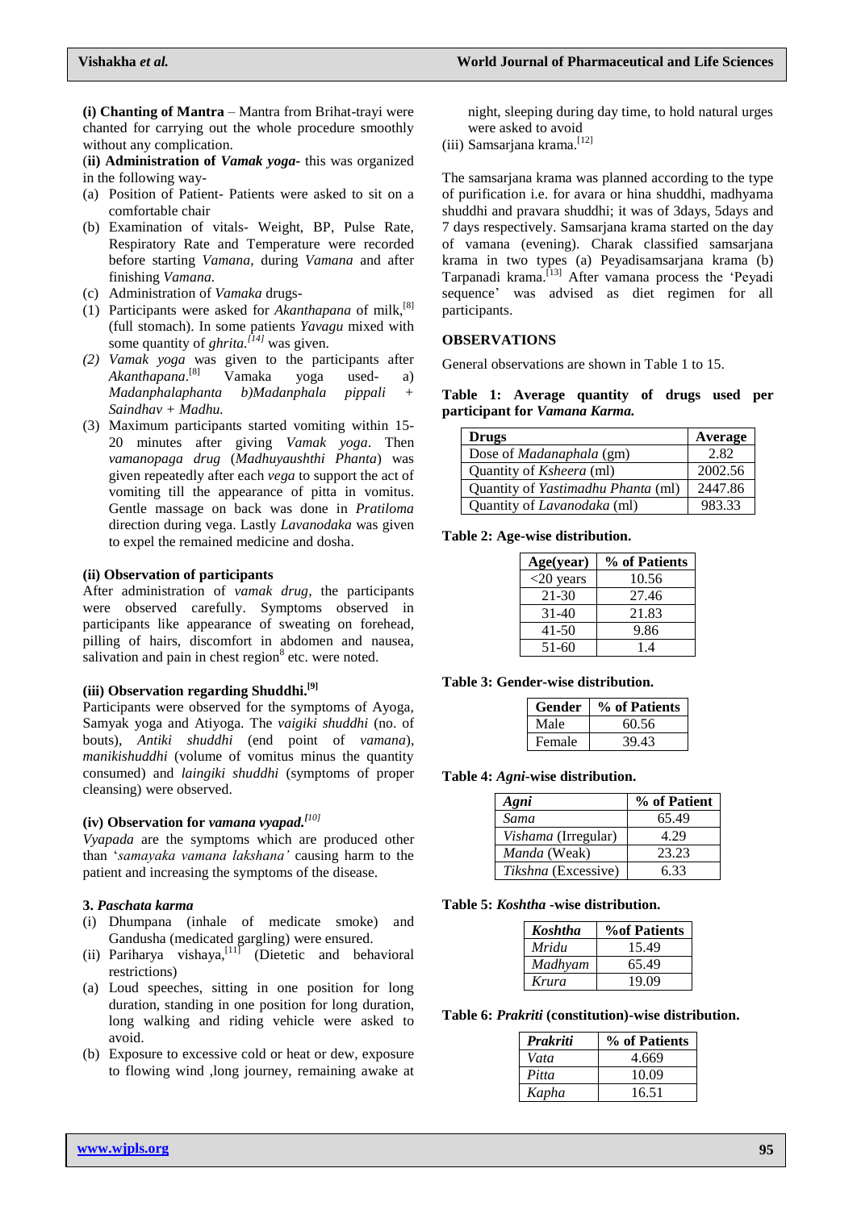**(i) Chanting of Mantra** – Mantra from Brihat-trayi were chanted for carrying out the whole procedure smoothly without any complication.

(**ii) Administration of *Vamak yoga***- this was organized in the following way-

(a) Position of Patient- Patients were asked to sit on a comfortable chair

(b) Examination of vitals- Weight, BP, Pulse Rate, Respiratory Rate and Temperature were recorded before starting *Vamana,* during *Vamana* and after finishing *Vamana.*

(c) Administration of *Vamaka* drugs-

(1) Participants were asked for *Akanthapana* of milk,[8] (full stomach). In some patients *Yavagu* mixed with some quantity of *ghrita.*[14] was given.

*(2) Vamak yoga* was given to the participants after *Akanthapana*.[8] Vamaka yoga used- a) *Madanphalaphanta* b)*Madanphala pippali* + *Saindhav* + *Madhu.*

(3) Maximum participants started vomiting within 15-20 minutes after giving *Vamak yoga*. Then *vamanopaga drug* (*Madhuyaushthi Phanta*) was given repeatedly after each *vega* to support the act of vomiting till the appearance of pitta in vomitus. Gentle massage on back was done in *Pratiloma* direction during vega. Lastly *Lavanodaka* was given to expel the remained medicine and dosha.

**(ii) Observation of participants**

After administration of *vamak drug*, the participants were observed carefully. Symptoms observed in participants like appearance of sweating on forehead, pilling of hairs, discomfort in abdomen and nausea, salivation and pain in chest region[8] etc. were noted.

**(iii) Observation regarding Shuddhi.[9]**

Participants were observed for the symptoms of Ayoga, Samyak yoga and Atiyoga. The *vaigiki shuddhi* (no. of bouts), *Antiki shuddhi* (end point of *vamana*), *manikishuddhi* (volume of vomitus minus the quantity consumed) and *laingiki shuddhi* (symptoms of proper cleansing) were observed.

**(iv) Observation for *vamana vyapad.*[10]**

*Vyapada* are the symptoms which are produced other than '*samayaka vamana lakshana'* causing harm to the patient and increasing the symptoms of the disease.

**3. *Paschata karma***

(i) Dhumpana (inhale of medicate smoke) and Gandusha (medicated gargling) were ensured.

(ii) Pariharya vishaya,[11] (Dietetic and behavioral restrictions)

(a) Loud speeches, sitting in one position for long duration, standing in one position for long duration, long walking and riding vehicle were asked to avoid.

(b) Exposure to excessive cold or heat or dew, exposure to flowing wind ,long journey, remaining awake at night, sleeping during day time, to hold natural urges were asked to avoid

(iii) Samsarjana krama.[12]

The samsarjana krama was planned according to the type of purification i.e. for avara or hina shuddhi, madhyama shuddhi and pravara shuddhi; it was of 3days, 5days and 7 days respectively. Samsarjana krama started on the day of vamana (evening). Charak classified samsarjana krama in two types (a) Peyadisamsarjana krama (b) Tarpanadi krama.[13] After vamana process the 'Peyadi sequence' was advised as diet regimen for all participants.

## OBSERVATIONS

General observations are shown in Table 1 to 15.

**Table 1: Average quantity of drugs used per participant for *Vamana Karma.***

| Drugs | Average |
|---|---|
| Dose of *Madanaphala* (gm) | 2.82 |
| Quantity of *Ksheera* (ml) | 2002.56 |
| Quantity of *Yastimadhu Phanta* (ml) | 2447.86 |
| Quantity of *Lavanodaka* (ml) | 983.33 |

**Table 2: Age-wise distribution.**

| Age(year) | % of Patients |
|---|---|
| <20 years | 10.56 |
| 21-30 | 27.46 |
| 31-40 | 21.83 |
| 41-50 | 9.86 |
| 51-60 | 1.4 |

**Table 3: Gender-wise distribution.**

| Gender | % of Patients |
|---|---|
| Male | 60.56 |
| Female | 39.43 |

**Table 4: *Agni*-wise distribution.**

| *Agni* | % of Patient |
|---|---|
| *Sama* | 65.49 |
| *Vishama* (Irregular) | 4.29 |
| *Manda* (Weak) | 23.23 |
| *Tikshna* (Excessive) | 6.33 |

**Table 5: *Koshtha* -wise distribution.**

| *Koshtha* | %of Patients |
|---|---|
| *Mridu* | 15.49 |
| *Madhyam* | 65.49 |
| *Krura* | 19.09 |

**Table 6: *Prakriti* (constitution)-wise distribution.**

| *Prakriti* | % of Patients |
|---|---|
| *Vata* | 4.669 |
| *Pitta* | 10.09 |
| *Kapha* | 16.51 |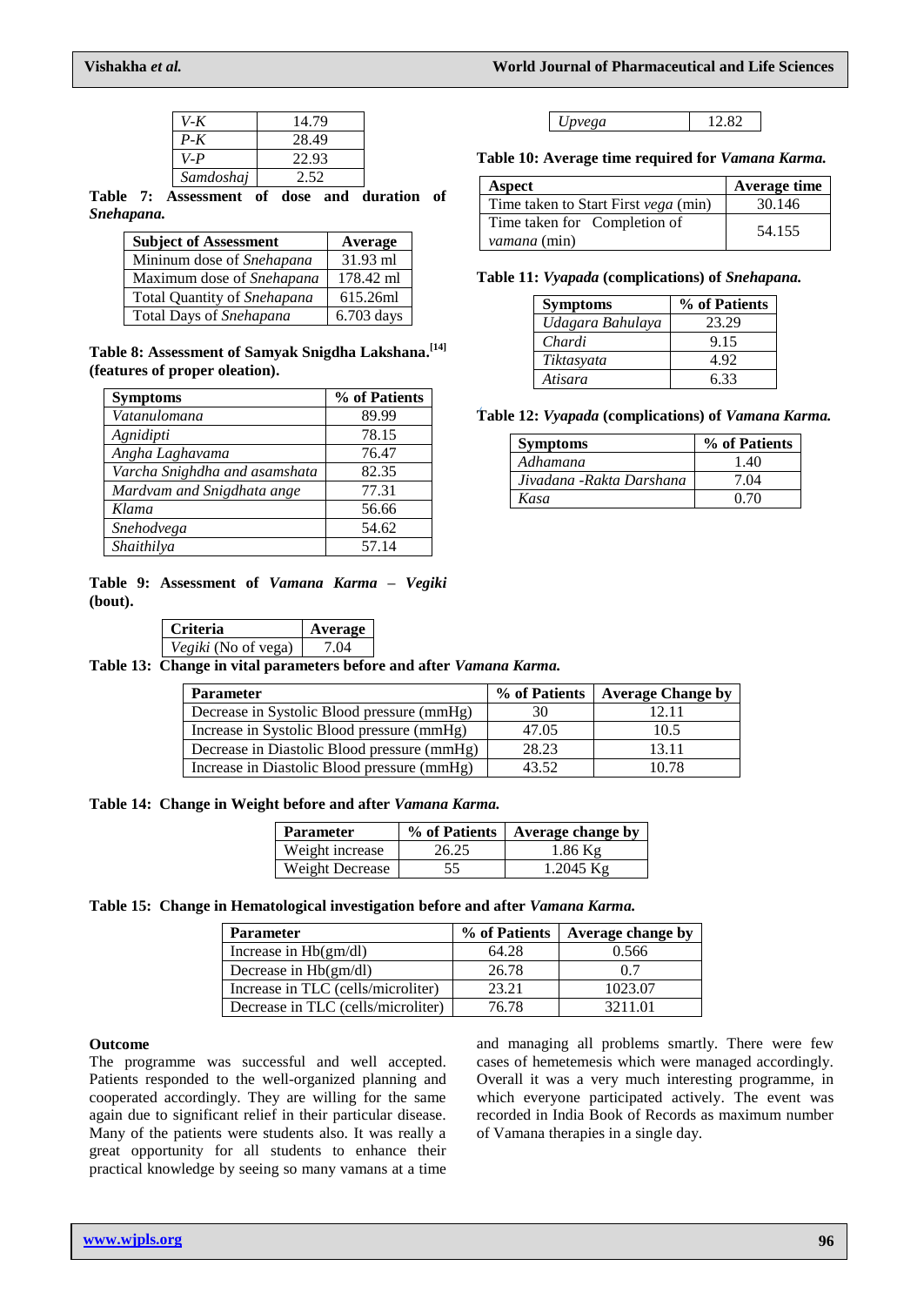| | |
|---|---|
| *V-K* | 14.79 |
| *P-K* | 28.49 |
| *V-P* | 22.93 |
| *Samdoshaj* | 2.52 |
| *Upvega* | 12.82 |

**Table 7: Assessment of dose and duration of *Snehapana.***

| Subject of Assessment | Average |
|---|---|
| Mininum dose of *Snehapana* | 31.93 ml |
| Maximum dose of *Snehapana* | 178.42 ml |
| Total Quantity of *Snehapana* | 615.26ml |
| Total Days of *Snehapana* | 6.703 days |

**Table 8: Assessment of Samyak Snigdha Lakshana.[14] (features of proper oleation).**

| Symptoms | % of Patients |
|---|---|
| *Vatanulomana* | 89.99 |
| *Agnidipti* | 78.15 |
| *Angha Laghavama* | 76.47 |
| *Varcha Snighdha and asamshata* | 82.35 |
| *Mardvam and Snigdhata ange* | 77.31 |
| *Klama* | 56.66 |
| *Snehodvega* | 54.62 |
| *Shaithilya* | 57.14 |

**Table 9: Assessment of *Vamana Karma – Vegiki* (bout).**

| Criteria | Average |
|---|---|
| *Vegiki* (No of vega) | 7.04 |

**Table 10: Average time required for *Vamana Karma.***

| Aspect | Average time |
|---|---|
| Time taken to Start First *vega* (min) | 30.146 |
| Time taken for Completion of *vamana* (min) | 54.155 |

**Table 11: *Vyapada* (complications) of *Snehapana.***

| Symptoms | % of Patients |
|---|---|
| *Udagara Bahulaya* | 23.29 |
| *Chardi* | 9.15 |
| *Tiktasyata* | 4.92 |
| *Atisara* | 6.33 |

**Table 12: *Vyapada* (complications) of *Vamana Karma.***

| Symptoms | % of Patients |
|---|---|
| *Adhamana* | 1.40 |
| *Jivadana -Rakta Darshana* | 7.04 |
| *Kasa* | 0.70 |

**Table 13: Change in vital parameters before and after *Vamana Karma.***

| Parameter | % of Patients | Average Change by |
|---|---|---|
| Decrease in Systolic Blood pressure (mmHg) | 30 | 12.11 |
| Increase in Systolic Blood pressure (mmHg) | 47.05 | 10.5 |
| Decrease in Diastolic Blood pressure (mmHg) | 28.23 | 13.11 |
| Increase in Diastolic Blood pressure (mmHg) | 43.52 | 10.78 |

**Table 14: Change in Weight before and after *Vamana Karma.***

| Parameter | % of Patients | Average change by |
|---|---|---|
| Weight increase | 26.25 | 1.86 Kg |
| Weight Decrease | 55 | 1.2045 Kg |

**Table 15: Change in Hematological investigation before and after *Vamana Karma.***

| Parameter | % of Patients | Average change by |
|---|---|---|
| Increase in Hb(gm/dl) | 64.28 | 0.566 |
| Decrease in Hb(gm/dl) | 26.78 | 0.7 |
| Increase in TLC (cells/microliter) | 23.21 | 1023.07 |
| Decrease in TLC (cells/microliter) | 76.78 | 3211.01 |

**Outcome**

The programme was successful and well accepted. Patients responded to the well-organized planning and cooperated accordingly. They are willing for the same again due to significant relief in their particular disease. Many of the patients were students also. It was really a great opportunity for all students to enhance their practical knowledge by seeing so many vamans at a time and managing all problems smartly. There were few cases of hemetemesis which were managed accordingly. Overall it was a very much interesting programme, in which everyone participated actively. The event was recorded in India Book of Records as maximum number of Vamana therapies in a single day.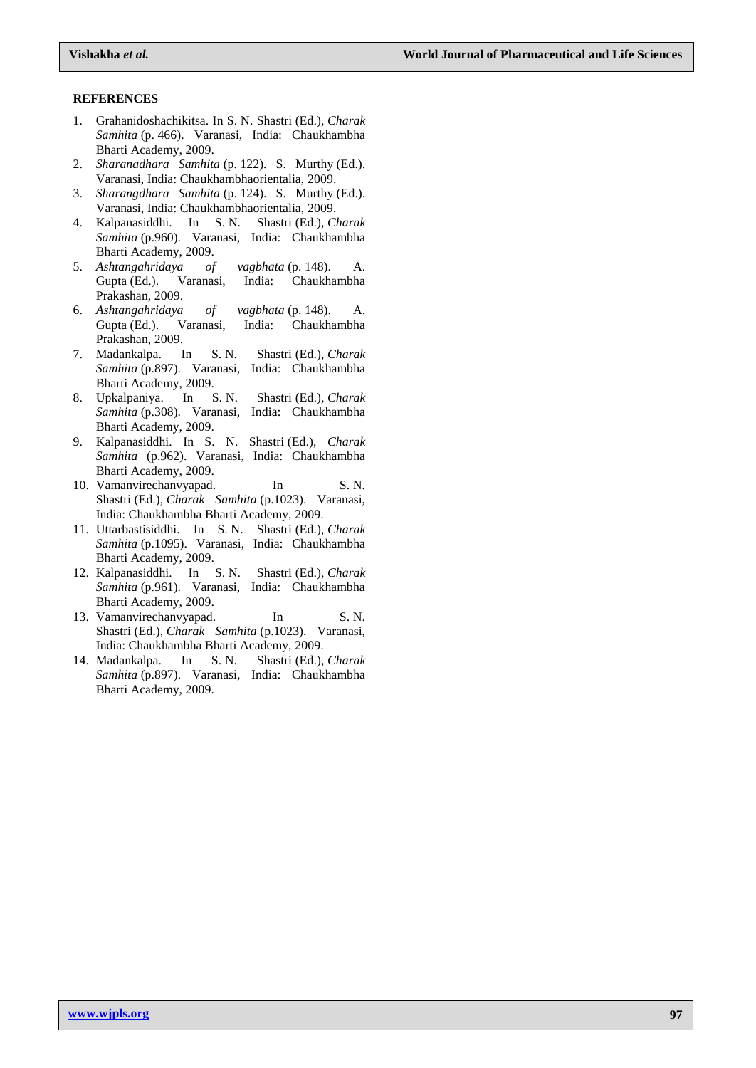## REFERENCES

1. Grahanidoshachikitsa. In S. N. Shastri (Ed.), *Charak Samhita* (p. 466). Varanasi, India: Chaukhambha Bharti Academy, 2009.
2. *Sharanadhara Samhita* (p. 122). S. Murthy (Ed.). Varanasi, India: Chaukhambhaorientalia, 2009.
3. *Sharangdhara Samhita* (p. 124). S. Murthy (Ed.). Varanasi, India: Chaukhambhaorientalia, 2009.
4. Kalpanasiddhi. In S. N. Shastri (Ed.), *Charak Samhita* (p.960). Varanasi, India: Chaukhambha Bharti Academy, 2009.
5. *Ashtangahridaya of vagbhata* (p. 148). A. Gupta (Ed.). Varanasi, India: Chaukhambha Prakashan, 2009.
6. *Ashtangahridaya of vagbhata* (p. 148). A. Gupta (Ed.). Varanasi, India: Chaukhambha Prakashan, 2009.
7. Madankalpa. In S. N. Shastri (Ed.), *Charak Samhita* (p.897). Varanasi, India: Chaukhambha Bharti Academy, 2009.
8. Upkalpaniya. In S. N. Shastri (Ed.), *Charak Samhita* (p.308). Varanasi, India: Chaukhambha Bharti Academy, 2009.
9. Kalpanasiddhi. In S. N. Shastri (Ed.), *Charak Samhita* (p.962). Varanasi, India: Chaukhambha Bharti Academy, 2009.
10. Vamanvirechanvyapad. In S. N. Shastri (Ed.), *Charak Samhita* (p.1023). Varanasi, India: Chaukhambha Bharti Academy, 2009.
11. Uttarbastisiddhi. In S. N. Shastri (Ed.), *Charak Samhita* (p.1095). Varanasi, India: Chaukhambha Bharti Academy, 2009.
12. Kalpanasiddhi. In S. N. Shastri (Ed.), *Charak Samhita* (p.961). Varanasi, India: Chaukhambha Bharti Academy, 2009.
13. Vamanvirechanvyapad. In S. N. Shastri (Ed.), *Charak Samhita* (p.1023). Varanasi, India: Chaukhambha Bharti Academy, 2009.
14. Madankalpa. In S. N. Shastri (Ed.), *Charak Samhita* (p.897). Varanasi, India: Chaukhambha Bharti Academy, 2009.